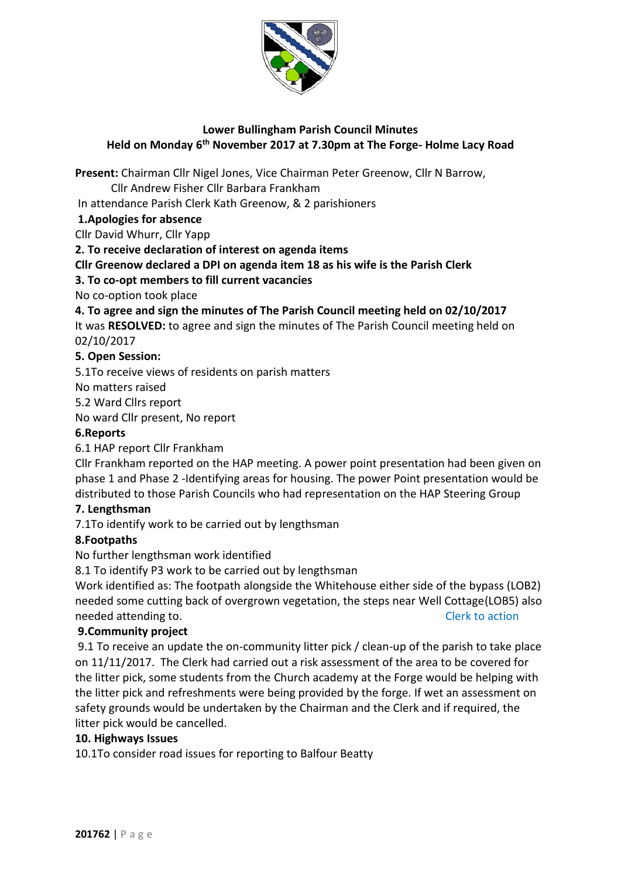**Lower Bullingham Parish Council Minutes**
**Held on Monday 6th November 2017 at 7.30pm at The Forge- Holme Lacy Road**

**Present:** Chairman Cllr Nigel Jones, Vice Chairman Peter Greenow, Cllr N Barrow, Cllr Andrew Fisher Cllr Barbara Frankham

In attendance Parish Clerk Kath Greenow, & 2 parishioners

**1.Apologies for absence**

Cllr David Whurr, Cllr Yapp

**2. To receive declaration of interest on agenda items**

**Cllr Greenow declared a DPI on agenda item 18 as his wife is the Parish Clerk**

**3. To co-opt members to fill current vacancies**

No co-option took place

**4. To agree and sign the minutes of The Parish Council meeting held on 02/10/2017**

It was **RESOLVED:** to agree and sign the minutes of The Parish Council meeting held on 02/10/2017

**5. Open Session:**

5.1To receive views of residents on parish matters

No matters raised

5.2 Ward Cllrs report

No ward Cllr present, No report

**6.Reports**

6.1 HAP report Cllr Frankham

Cllr Frankham reported on the HAP meeting. A power point presentation had been given on phase 1 and Phase 2 -Identifying areas for housing. The power Point presentation would be distributed to those Parish Councils who had representation on the HAP Steering Group

**7. Lengthsman**

7.1To identify work to be carried out by lengthsman

**8.Footpaths**

No further lengthsman work identified

8.1 To identify P3 work to be carried out by lengthsman

Work identified as: The footpath alongside the Whitehouse either side of the bypass (LOB2) needed some cutting back of overgrown vegetation, the steps near Well Cottage(LOB5) also needed attending to. Clerk to action

**9.Community project**

9.1 To receive an update the on-community litter pick / clean-up of the parish to take place on 11/11/2017. The Clerk had carried out a risk assessment of the area to be covered for the litter pick, some students from the Church academy at the Forge would be helping with the litter pick and refreshments were being provided by the forge. If wet an assessment on safety grounds would be undertaken by the Chairman and the Clerk and if required, the litter pick would be cancelled.

**10. Highways Issues**

10.1To consider road issues for reporting to Balfour Beatty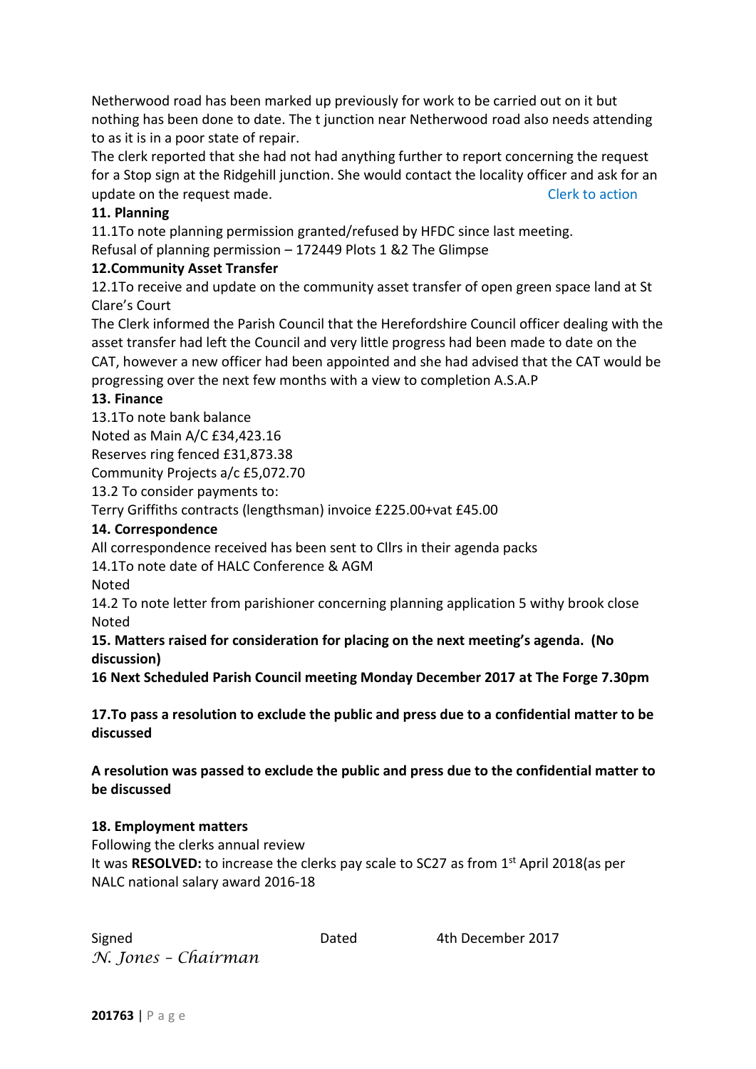Netherwood road has been marked up previously for work to be carried out on it but nothing has been done to date. The t junction near Netherwood road also needs attending to as it is in a poor state of repair.

The clerk reported that she had not had anything further to report concerning the request for a Stop sign at the Ridgehill junction. She would contact the locality officer and ask for an update on the request made. Clerk to action

**11. Planning**

11.1To note planning permission granted/refused by HFDC since last meeting.

Refusal of planning permission – 172449 Plots 1 &2 The Glimpse

**12.Community Asset Transfer**

12.1To receive and update on the community asset transfer of open green space land at St Clare's Court

The Clerk informed the Parish Council that the Herefordshire Council officer dealing with the asset transfer had left the Council and very little progress had been made to date on the CAT, however a new officer had been appointed and she had advised that the CAT would be progressing over the next few months with a view to completion A.S.A.P

**13. Finance**

13.1To note bank balance

Noted as Main A/C £34,423.16

Reserves ring fenced £31,873.38

Community Projects a/c £5,072.70

13.2 To consider payments to:

Terry Griffiths contracts (lengthsman) invoice £225.00+vat £45.00

**14. Correspondence**

All correspondence received has been sent to Cllrs in their agenda packs

14.1To note date of HALC Conference & AGM

Noted

14.2 To note letter from parishioner concerning planning application 5 withy brook close

Noted

**15. Matters raised for consideration for placing on the next meeting's agenda. (No discussion)**

**16 Next Scheduled Parish Council meeting Monday December 2017 at The Forge 7.30pm**

**17.To pass a resolution to exclude the public and press due to a confidential matter to be discussed**

**A resolution was passed to exclude the public and press due to the confidential matter to be discussed**

**18. Employment matters**

Following the clerks annual review

It was **RESOLVED:** to increase the clerks pay scale to SC27 as from 1st April 2018(as per NALC national salary award 2016-18

Signed Dated 4th December 2017

*N. Jones – Chairman*

**201763**